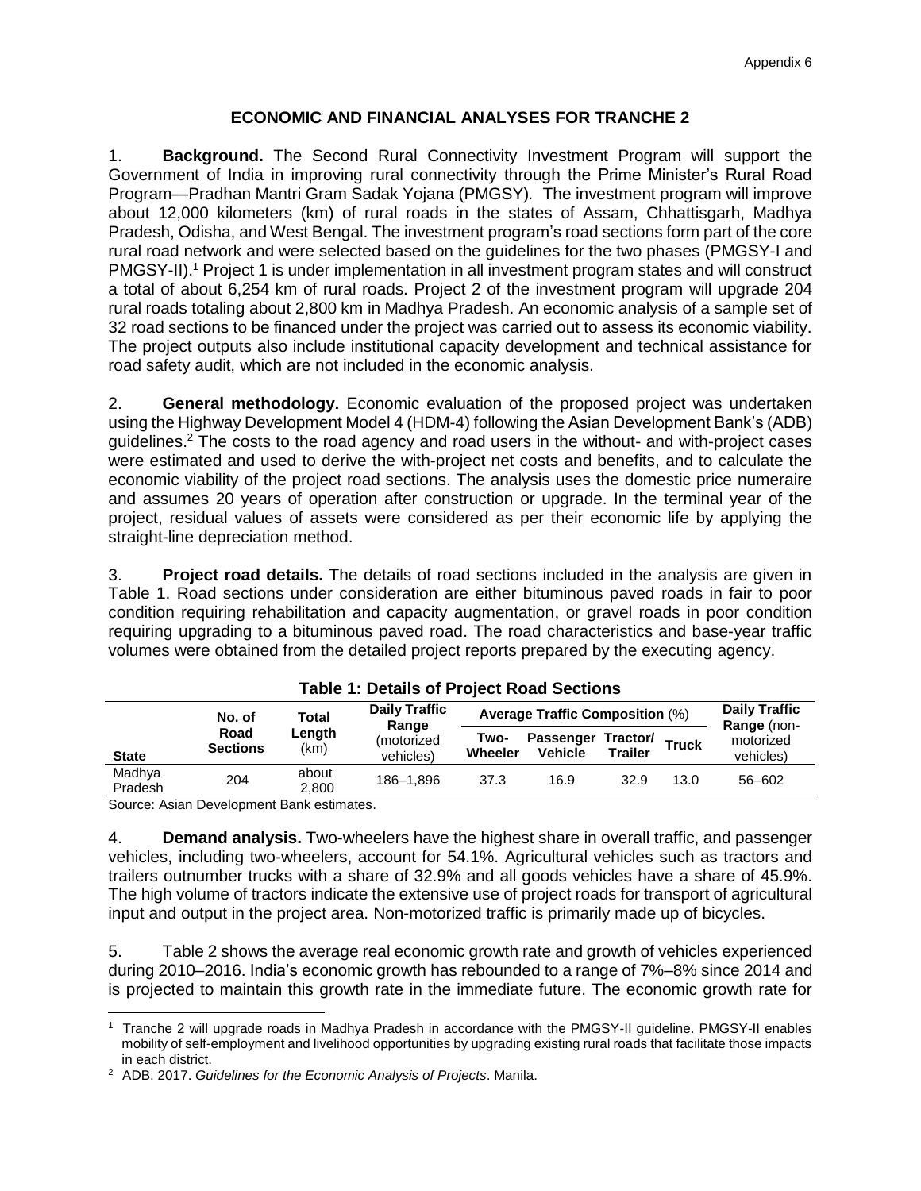## ECONOMIC AND FINANCIAL ANALYSES FOR TRANCHE 2

1. **Background.** The Second Rural Connectivity Investment Program will support the Government of India in improving rural connectivity through the Prime Minister's Rural Road Program—Pradhan Mantri Gram Sadak Yojana (PMGSY). The investment program will improve about 12,000 kilometers (km) of rural roads in the states of Assam, Chhattisgarh, Madhya Pradesh, Odisha, and West Bengal. The investment program's road sections form part of the core rural road network and were selected based on the guidelines for the two phases (PMGSY-I and PMGSY-II).[1] Project 1 is under implementation in all investment program states and will construct a total of about 6,254 km of rural roads. Project 2 of the investment program will upgrade 204 rural roads totaling about 2,800 km in Madhya Pradesh. An economic analysis of a sample set of 32 road sections to be financed under the project was carried out to assess its economic viability. The project outputs also include institutional capacity development and technical assistance for road safety audit, which are not included in the economic analysis.

2. **General methodology.** Economic evaluation of the proposed project was undertaken using the Highway Development Model 4 (HDM-4) following the Asian Development Bank's (ADB) guidelines.[2] The costs to the road agency and road users in the without- and with-project cases were estimated and used to derive the with-project net costs and benefits, and to calculate the economic viability of the project road sections. The analysis uses the domestic price numeraire and assumes 20 years of operation after construction or upgrade. In the terminal year of the project, residual values of assets were considered as per their economic life by applying the straight-line depreciation method.

3. **Project road details.** The details of road sections included in the analysis are given in Table 1. Road sections under consideration are either bituminous paved roads in fair to poor condition requiring rehabilitation and capacity augmentation, or gravel roads in poor condition requiring upgrading to a bituminous paved road. The road characteristics and base-year traffic volumes were obtained from the detailed project reports prepared by the executing agency.

**Table 1: Details of Project Road Sections**

| State | No. of Road Sections | Total Length (km) | Daily Traffic Range (motorized vehicles) | Average Traffic Composition (%) | | | | Daily Traffic Range (non-motorized vehicles) |
|---|---|---|---|---|---|---|---|---|
| | | | | Two-Wheeler | Passenger Vehicle | Tractor/ Trailer | Truck | |
| Madhya Pradesh | 204 | about 2,800 | 186–1,896 | 37.3 | 16.9 | 32.9 | 13.0 | 56–602 |

Source: Asian Development Bank estimates.

4. **Demand analysis.** Two-wheelers have the highest share in overall traffic, and passenger vehicles, including two-wheelers, account for 54.1%. Agricultural vehicles such as tractors and trailers outnumber trucks with a share of 32.9% and all goods vehicles have a share of 45.9%. The high volume of tractors indicate the extensive use of project roads for transport of agricultural input and output in the project area. Non-motorized traffic is primarily made up of bicycles.

5. Table 2 shows the average real economic growth rate and growth of vehicles experienced during 2010–2016. India's economic growth has rebounded to a range of 7%–8% since 2014 and is projected to maintain this growth rate in the immediate future. The economic growth rate for

[1] Tranche 2 will upgrade roads in Madhya Pradesh in accordance with the PMGSY-II guideline. PMGSY-II enables mobility of self-employment and livelihood opportunities by upgrading existing rural roads that facilitate those impacts in each district.

[2] ADB. 2017. *Guidelines for the Economic Analysis of Projects*. Manila.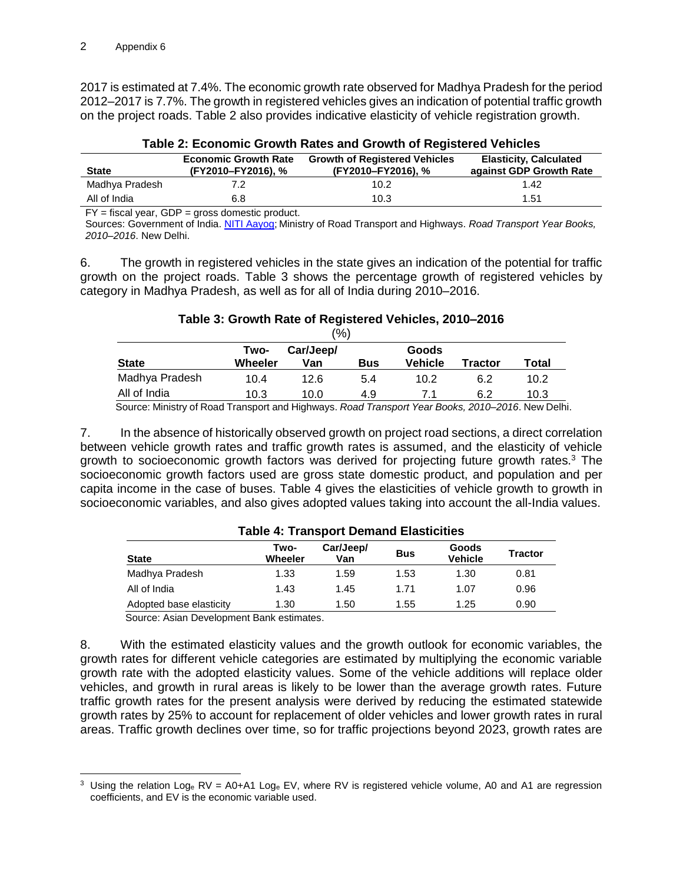2017 is estimated at 7.4%. The economic growth rate observed for Madhya Pradesh for the period 2012–2017 is 7.7%. The growth in registered vehicles gives an indication of potential traffic growth on the project roads. Table 2 also provides indicative elasticity of vehicle registration growth.

**Table 2: Economic Growth Rates and Growth of Registered Vehicles**

| State | Economic Growth Rate (FY2010–FY2016), % | Growth of Registered Vehicles (FY2010–FY2016), % | Elasticity, Calculated against GDP Growth Rate |
|---|---|---|---|
| Madhya Pradesh | 7.2 | 10.2 | 1.42 |
| All of India | 6.8 | 10.3 | 1.51 |

FY = fiscal year, GDP = gross domestic product.
Sources: Government of India. NITI Aayog; Ministry of Road Transport and Highways. *Road Transport Year Books, 2010–2016*. New Delhi.

6. The growth in registered vehicles in the state gives an indication of the potential for traffic growth on the project roads. Table 3 shows the percentage growth of registered vehicles by category in Madhya Pradesh, as well as for all of India during 2010–2016.

**Table 3: Growth Rate of Registered Vehicles, 2010–2016**

(%)

| State | Two-Wheeler | Car/Jeep/Van | Bus | Goods Vehicle | Tractor | Total |
|---|---|---|---|---|---|---|
| Madhya Pradesh | 10.4 | 12.6 | 5.4 | 10.2 | 6.2 | 10.2 |
| All of India | 10.3 | 10.0 | 4.9 | 7.1 | 6.2 | 10.3 |

Source: Ministry of Road Transport and Highways. *Road Transport Year Books, 2010–2016*. New Delhi.

7. In the absence of historically observed growth on project road sections, a direct correlation between vehicle growth rates and traffic growth rates is assumed, and the elasticity of vehicle growth to socioeconomic growth factors was derived for projecting future growth rates.[3] The socioeconomic growth factors used are gross state domestic product, and population and per capita income in the case of buses. Table 4 gives the elasticities of vehicle growth to growth in socioeconomic variables, and also gives adopted values taking into account the all-India values.

**Table 4: Transport Demand Elasticities**

| State | Two-Wheeler | Car/Jeep/Van | Bus | Goods Vehicle | Tractor |
|---|---|---|---|---|---|
| Madhya Pradesh | 1.33 | 1.59 | 1.53 | 1.30 | 0.81 |
| All of India | 1.43 | 1.45 | 1.71 | 1.07 | 0.96 |
| Adopted base elasticity | 1.30 | 1.50 | 1.55 | 1.25 | 0.90 |

Source: Asian Development Bank estimates.

8. With the estimated elasticity values and the growth outlook for economic variables, the growth rates for different vehicle categories are estimated by multiplying the economic variable growth rate with the adopted elasticity values. Some of the vehicle additions will replace older vehicles, and growth in rural areas is likely to be lower than the average growth rates. Future traffic growth rates for the present analysis were derived by reducing the estimated statewide growth rates by 25% to account for replacement of older vehicles and lower growth rates in rural areas. Traffic growth declines over time, so for traffic projections beyond 2023, growth rates are

---

[3] Using the relation $\text{Log}_e \text{RV} = \text{A0} + \text{A1} \text{Log}_e \text{EV}$, where RV is registered vehicle volume, A0 and A1 are regression coefficients, and EV is the economic variable used.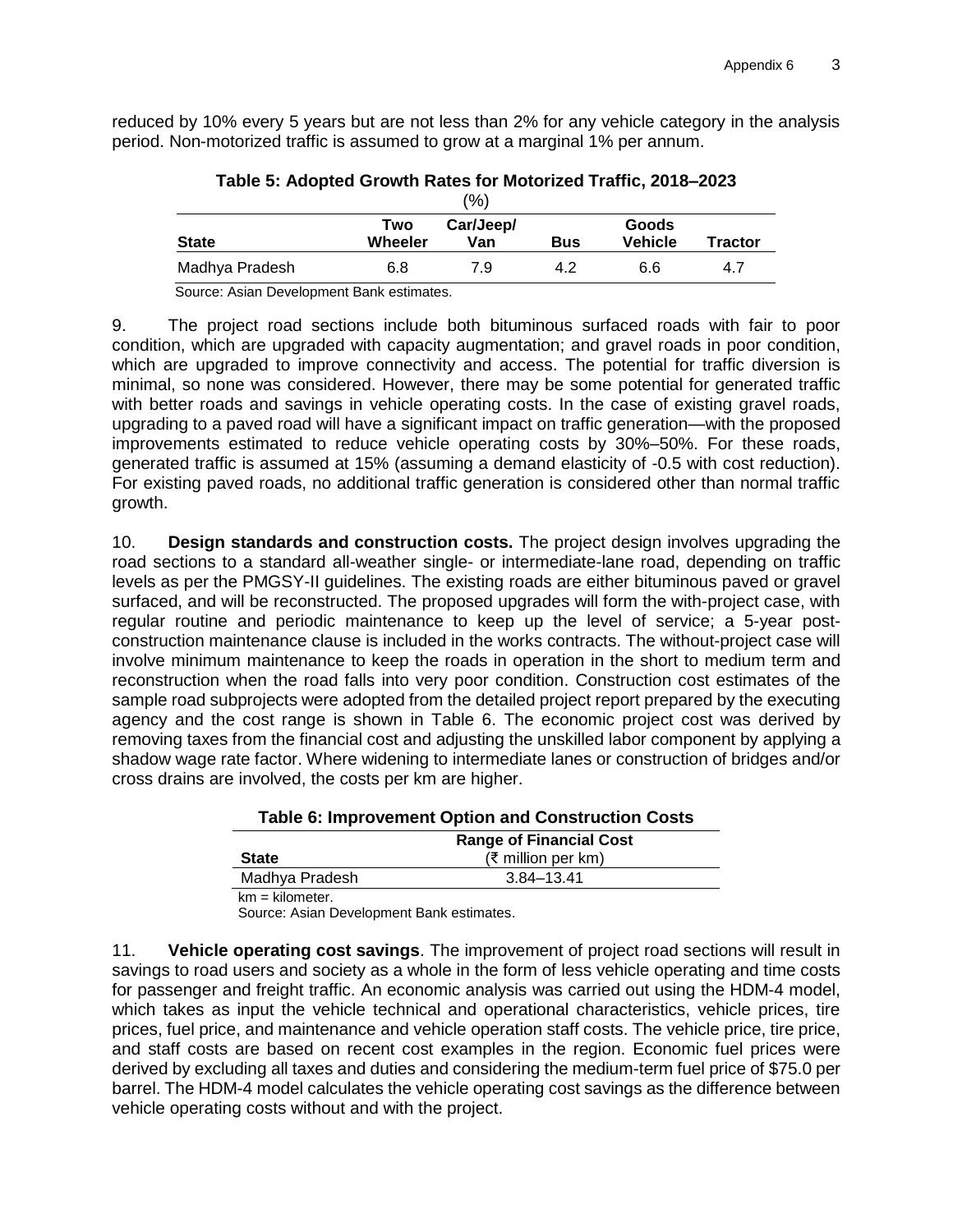reduced by 10% every 5 years but are not less than 2% for any vehicle category in the analysis period. Non-motorized traffic is assumed to grow at a marginal 1% per annum.

**Table 5: Adopted Growth Rates for Motorized Traffic, 2018–2023**

(%)

| State | Two Wheeler | Car/Jeep/ Van | Bus | Goods Vehicle | Tractor |
|---|---|---|---|---|---|
| Madhya Pradesh | 6.8 | 7.9 | 4.2 | 6.6 | 4.7 |

Source: Asian Development Bank estimates.

9. The project road sections include both bituminous surfaced roads with fair to poor condition, which are upgraded with capacity augmentation; and gravel roads in poor condition, which are upgraded to improve connectivity and access. The potential for traffic diversion is minimal, so none was considered. However, there may be some potential for generated traffic with better roads and savings in vehicle operating costs. In the case of existing gravel roads, upgrading to a paved road will have a significant impact on traffic generation—with the proposed improvements estimated to reduce vehicle operating costs by 30%–50%. For these roads, generated traffic is assumed at 15% (assuming a demand elasticity of -0.5 with cost reduction). For existing paved roads, no additional traffic generation is considered other than normal traffic growth.

10. **Design standards and construction costs.** The project design involves upgrading the road sections to a standard all-weather single- or intermediate-lane road, depending on traffic levels as per the PMGSY-II guidelines. The existing roads are either bituminous paved or gravel surfaced, and will be reconstructed. The proposed upgrades will form the with-project case, with regular routine and periodic maintenance to keep up the level of service; a 5-year post-construction maintenance clause is included in the works contracts. The without-project case will involve minimum maintenance to keep the roads in operation in the short to medium term and reconstruction when the road falls into very poor condition. Construction cost estimates of the sample road subprojects were adopted from the detailed project report prepared by the executing agency and the cost range is shown in Table 6. The economic project cost was derived by removing taxes from the financial cost and adjusting the unskilled labor component by applying a shadow wage rate factor. Where widening to intermediate lanes or construction of bridges and/or cross drains are involved, the costs per km are higher.

**Table 6: Improvement Option and Construction Costs**

| State | Range of Financial Cost (₹ million per km) |
|---|---|
| Madhya Pradesh | 3.84–13.41 |

km = kilometer.
Source: Asian Development Bank estimates.

11. **Vehicle operating cost savings**. The improvement of project road sections will result in savings to road users and society as a whole in the form of less vehicle operating and time costs for passenger and freight traffic. An economic analysis was carried out using the HDM-4 model, which takes as input the vehicle technical and operational characteristics, vehicle prices, tire prices, fuel price, and maintenance and vehicle operation staff costs. The vehicle price, tire price, and staff costs are based on recent cost examples in the region. Economic fuel prices were derived by excluding all taxes and duties and considering the medium-term fuel price of $75.0 per barrel. The HDM-4 model calculates the vehicle operating cost savings as the difference between vehicle operating costs without and with the project.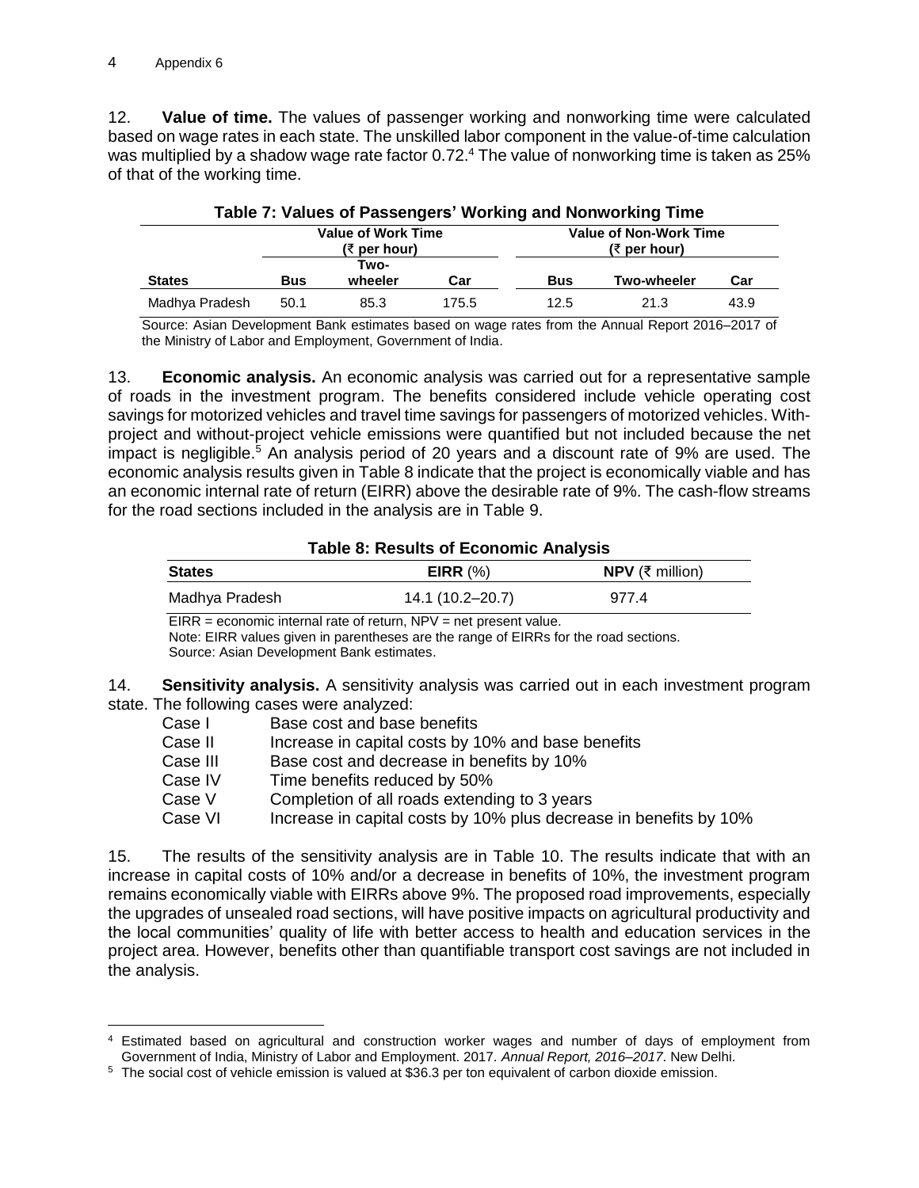12. **Value of time.** The values of passenger working and nonworking time were calculated based on wage rates in each state. The unskilled labor component in the value-of-time calculation was multiplied by a shadow wage rate factor 0.72.[4] The value of nonworking time is taken as 25% of that of the working time.

**Table 7: Values of Passengers' Working and Nonworking Time**

| | Value of Work Time (₹ per hour) | | | Value of Non-Work Time (₹ per hour) | | |
|---|---|---|---|---|---|---|
| **States** | **Bus** | **Two-wheeler** | **Car** | **Bus** | **Two-wheeler** | **Car** |
| Madhya Pradesh | 50.1 | 85.3 | 175.5 | 12.5 | 21.3 | 43.9 |

Source: Asian Development Bank estimates based on wage rates from the Annual Report 2016–2017 of the Ministry of Labor and Employment, Government of India.

13. **Economic analysis.** An economic analysis was carried out for a representative sample of roads in the investment program. The benefits considered include vehicle operating cost savings for motorized vehicles and travel time savings for passengers of motorized vehicles. With-project and without-project vehicle emissions were quantified but not included because the net impact is negligible.[5] An analysis period of 20 years and a discount rate of 9% are used. The economic analysis results given in Table 8 indicate that the project is economically viable and has an economic internal rate of return (EIRR) above the desirable rate of 9%. The cash-flow streams for the road sections included in the analysis are in Table 9.

**Table 8: Results of Economic Analysis**

| **States** | **EIRR** (%) | **NPV** (₹ million) |
|---|---|---|
| Madhya Pradesh | 14.1 (10.2–20.7) | 977.4 |

EIRR = economic internal rate of return, NPV = net present value.
Note: EIRR values given in parentheses are the range of EIRRs for the road sections.
Source: Asian Development Bank estimates.

14. **Sensitivity analysis.** A sensitivity analysis was carried out in each investment program state. The following cases were analyzed:

| | |
|---|---|
| Case I | Base cost and base benefits |
| Case II | Increase in capital costs by 10% and base benefits |
| Case III | Base cost and decrease in benefits by 10% |
| Case IV | Time benefits reduced by 50% |
| Case V | Completion of all roads extending to 3 years |
| Case VI | Increase in capital costs by 10% plus decrease in benefits by 10% |

15. The results of the sensitivity analysis are in Table 10. The results indicate that with an increase in capital costs of 10% and/or a decrease in benefits of 10%, the investment program remains economically viable with EIRRs above 9%. The proposed road improvements, especially the upgrades of unsealed road sections, will have positive impacts on agricultural productivity and the local communities' quality of life with better access to health and education services in the project area. However, benefits other than quantifiable transport cost savings are not included in the analysis.

---

[4] Estimated based on agricultural and construction worker wages and number of days of employment from Government of India, Ministry of Labor and Employment. 2017. *Annual Report, 2016–2017*. New Delhi.

[5] The social cost of vehicle emission is valued at $36.3 per ton equivalent of carbon dioxide emission.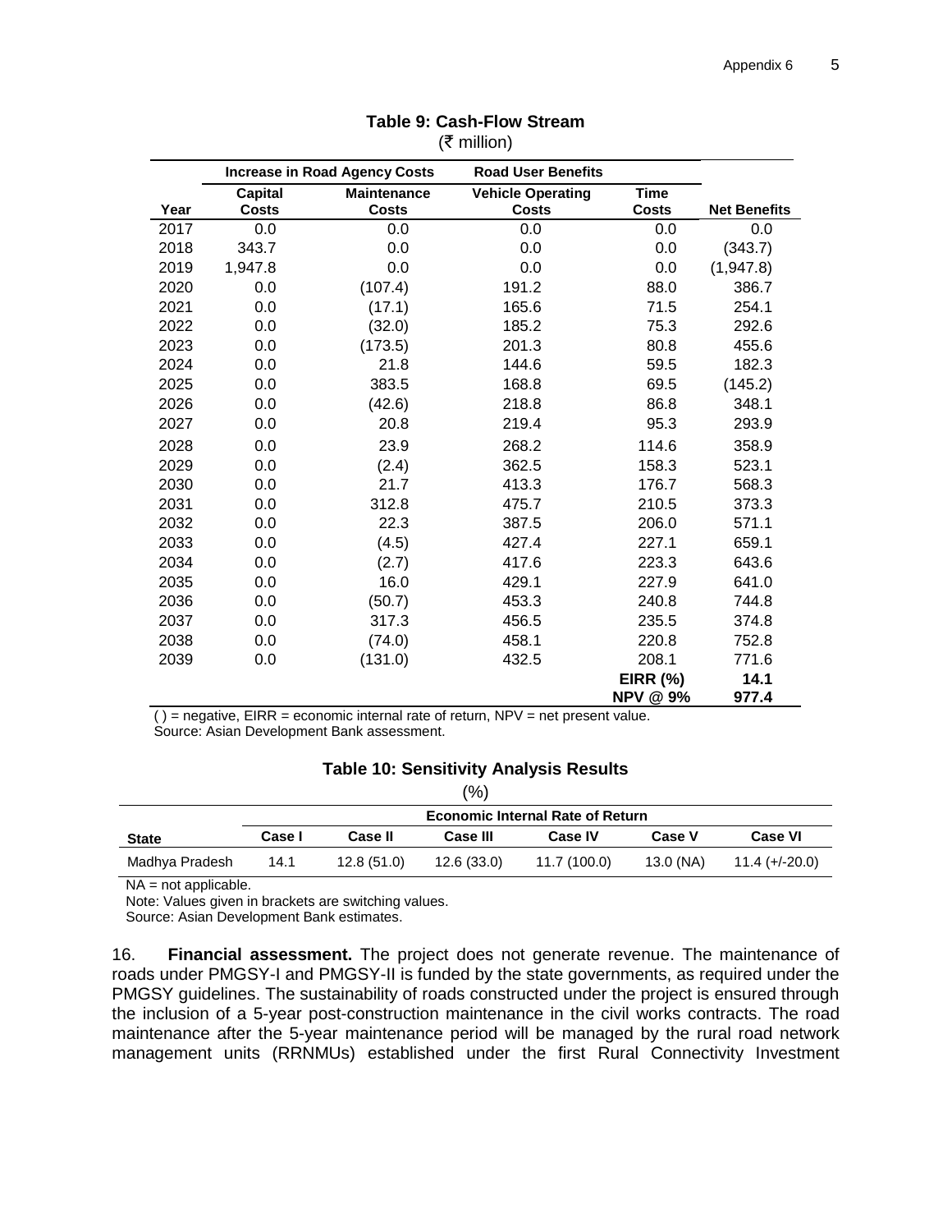**Table 9: Cash-Flow Stream**
(₹ million)

| | Increase in Road Agency Costs | | Road User Benefits | | |
|---|---|---|---|---|---|
| Year | Capital Costs | Maintenance Costs | Vehicle Operating Costs | Time Costs | Net Benefits |
| 2017 | 0.0 | 0.0 | 0.0 | 0.0 | 0.0 |
| 2018 | 343.7 | 0.0 | 0.0 | 0.0 | (343.7) |
| 2019 | 1,947.8 | 0.0 | 0.0 | 0.0 | (1,947.8) |
| 2020 | 0.0 | (107.4) | 191.2 | 88.0 | 386.7 |
| 2021 | 0.0 | (17.1) | 165.6 | 71.5 | 254.1 |
| 2022 | 0.0 | (32.0) | 185.2 | 75.3 | 292.6 |
| 2023 | 0.0 | (173.5) | 201.3 | 80.8 | 455.6 |
| 2024 | 0.0 | 21.8 | 144.6 | 59.5 | 182.3 |
| 2025 | 0.0 | 383.5 | 168.8 | 69.5 | (145.2) |
| 2026 | 0.0 | (42.6) | 218.8 | 86.8 | 348.1 |
| 2027 | 0.0 | 20.8 | 219.4 | 95.3 | 293.9 |
| 2028 | 0.0 | 23.9 | 268.2 | 114.6 | 358.9 |
| 2029 | 0.0 | (2.4) | 362.5 | 158.3 | 523.1 |
| 2030 | 0.0 | 21.7 | 413.3 | 176.7 | 568.3 |
| 2031 | 0.0 | 312.8 | 475.7 | 210.5 | 373.3 |
| 2032 | 0.0 | 22.3 | 387.5 | 206.0 | 571.1 |
| 2033 | 0.0 | (4.5) | 427.4 | 227.1 | 659.1 |
| 2034 | 0.0 | (2.7) | 417.6 | 223.3 | 643.6 |
| 2035 | 0.0 | 16.0 | 429.1 | 227.9 | 641.0 |
| 2036 | 0.0 | (50.7) | 453.3 | 240.8 | 744.8 |
| 2037 | 0.0 | 317.3 | 456.5 | 235.5 | 374.8 |
| 2038 | 0.0 | (74.0) | 458.1 | 220.8 | 752.8 |
| 2039 | 0.0 | (131.0) | 432.5 | 208.1 | 771.6 |
| | | | | **EIRR (%)** | **14.1** |
| | | | | **NPV @ 9%** | **977.4** |

( ) = negative, EIRR = economic internal rate of return, NPV = net present value.
Source: Asian Development Bank assessment.

**Table 10: Sensitivity Analysis Results**
(%)

| | Economic Internal Rate of Return | | | | | |
|---|---|---|---|---|---|---|
| **State** | **Case I** | **Case II** | **Case III** | **Case IV** | **Case V** | **Case VI** |
| Madhya Pradesh | 14.1 | 12.8 (51.0) | 12.6 (33.0) | 11.7 (100.0) | 13.0 (NA) | 11.4 (+/-20.0) |

NA = not applicable.
Note: Values given in brackets are switching values.
Source: Asian Development Bank estimates.

16. **Financial assessment.** The project does not generate revenue. The maintenance of roads under PMGSY-I and PMGSY-II is funded by the state governments, as required under the PMGSY guidelines. The sustainability of roads constructed under the project is ensured through the inclusion of a 5-year post-construction maintenance in the civil works contracts. The road maintenance after the 5-year maintenance period will be managed by the rural road network management units (RRNMUs) established under the first Rural Connectivity Investment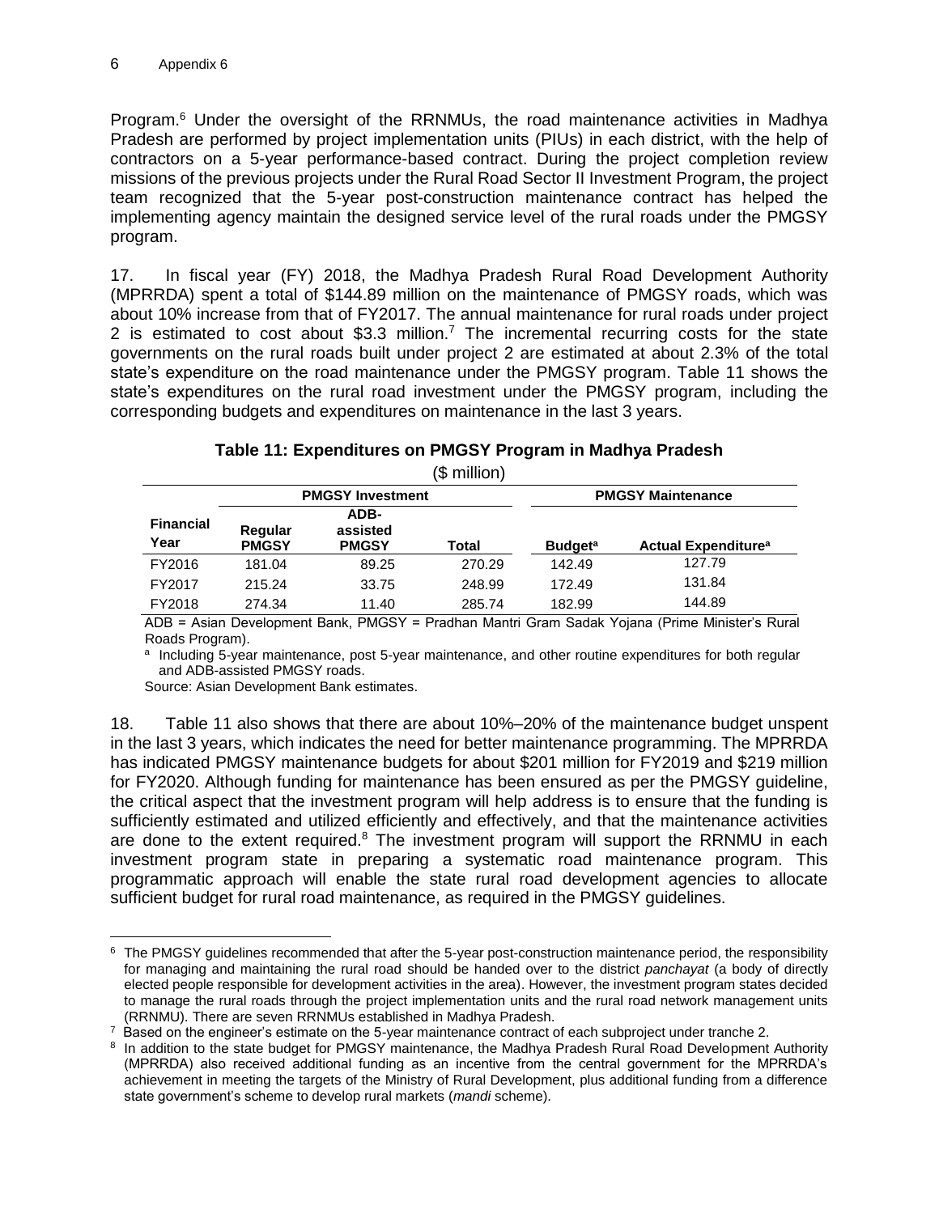Program.[6] Under the oversight of the RRNMUs, the road maintenance activities in Madhya Pradesh are performed by project implementation units (PIUs) in each district, with the help of contractors on a 5-year performance-based contract. During the project completion review missions of the previous projects under the Rural Road Sector II Investment Program, the project team recognized that the 5-year post-construction maintenance contract has helped the implementing agency maintain the designed service level of the rural roads under the PMGSY program.

17. In fiscal year (FY) 2018, the Madhya Pradesh Rural Road Development Authority (MPRRDA) spent a total of $144.89 million on the maintenance of PMGSY roads, which was about 10% increase from that of FY2017. The annual maintenance for rural roads under project 2 is estimated to cost about $3.3 million.[7] The incremental recurring costs for the state governments on the rural roads built under project 2 are estimated at about 2.3% of the total state's expenditure on the road maintenance under the PMGSY program. Table 11 shows the state's expenditures on the rural road investment under the PMGSY program, including the corresponding budgets and expenditures on maintenance in the last 3 years.

**Table 11: Expenditures on PMGSY Program in Madhya Pradesh**

($ million)

| | PMGSY Investment | | | PMGSY Maintenance | |
|---|---|---|---|---|---|
| **Financial Year** | **Regular PMGSY** | **ADB-assisted PMGSY** | **Total** | **Budget**[a] | **Actual Expenditure**[a] |
| FY2016 | 181.04 | 89.25 | 270.29 | 142.49 | 127.79 |
| FY2017 | 215.24 | 33.75 | 248.99 | 172.49 | 131.84 |
| FY2018 | 274.34 | 11.40 | 285.74 | 182.99 | 144.89 |

ADB = Asian Development Bank, PMGSY = Pradhan Mantri Gram Sadak Yojana (Prime Minister's Rural Roads Program).

[a] Including 5-year maintenance, post 5-year maintenance, and other routine expenditures for both regular and ADB-assisted PMGSY roads.

Source: Asian Development Bank estimates.

18. Table 11 also shows that there are about 10%–20% of the maintenance budget unspent in the last 3 years, which indicates the need for better maintenance programming. The MPRRDA has indicated PMGSY maintenance budgets for about $201 million for FY2019 and $219 million for FY2020. Although funding for maintenance has been ensured as per the PMGSY guideline, the critical aspect that the investment program will help address is to ensure that the funding is sufficiently estimated and utilized efficiently and effectively, and that the maintenance activities are done to the extent required.[8] The investment program will support the RRNMU in each investment program state in preparing a systematic road maintenance program. This programmatic approach will enable the state rural road development agencies to allocate sufficient budget for rural road maintenance, as required in the PMGSY guidelines.

[6] The PMGSY guidelines recommended that after the 5-year post-construction maintenance period, the responsibility for managing and maintaining the rural road should be handed over to the district *panchayat* (a body of directly elected people responsible for development activities in the area). However, the investment program states decided to manage the rural roads through the project implementation units and the rural road network management units (RRNMU). There are seven RRNMUs established in Madhya Pradesh.

[7] Based on the engineer's estimate on the 5-year maintenance contract of each subproject under tranche 2.

[8] In addition to the state budget for PMGSY maintenance, the Madhya Pradesh Rural Road Development Authority (MPRRDA) also received additional funding as an incentive from the central government for the MPRRDA's achievement in meeting the targets of the Ministry of Rural Development, plus additional funding from a difference state government's scheme to develop rural markets (*mandi* scheme).